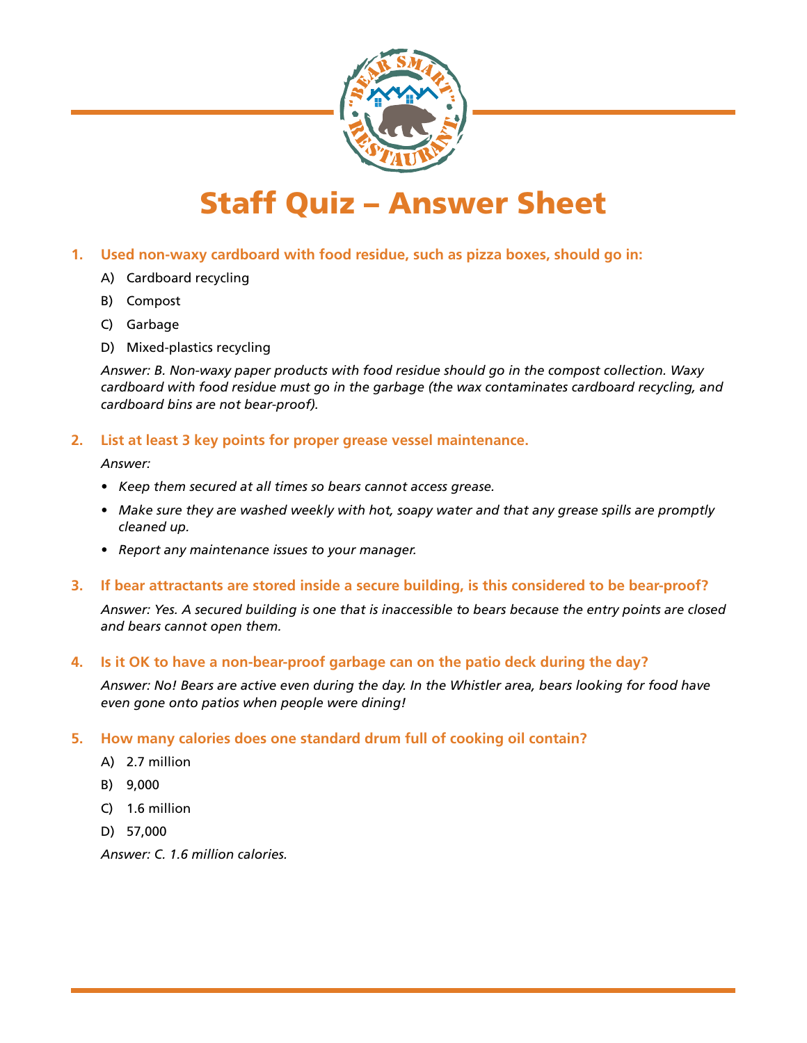# Staff Quiz – Answer Sheet

**1. Used non-waxy cardboard with food residue, such as pizza boxes, should go in:**

A) Cardboard recycling

B) Compost

C) Garbage

D) Mixed-plastics recycling

*Answer: B. Non-waxy paper products with food residue should go in the compost collection. Waxy cardboard with food residue must go in the garbage (the wax contaminates cardboard recycling, and cardboard bins are not bear-proof).*

**2. List at least 3 key points for proper grease vessel maintenance.**

*Answer:*

- *Keep them secured at all times so bears cannot access grease.*
- *Make sure they are washed weekly with hot, soapy water and that any grease spills are promptly cleaned up.*
- *Report any maintenance issues to your manager.*

**3. If bear attractants are stored inside a secure building, is this considered to be bear-proof?**

*Answer: Yes. A secured building is one that is inaccessible to bears because the entry points are closed and bears cannot open them.*

**4. Is it OK to have a non-bear-proof garbage can on the patio deck during the day?**

*Answer: No! Bears are active even during the day. In the Whistler area, bears looking for food have even gone onto patios when people were dining!*

**5. How many calories does one standard drum full of cooking oil contain?**

A) 2.7 million

B) 9,000

C) 1.6 million

D) 57,000

*Answer: C. 1.6 million calories.*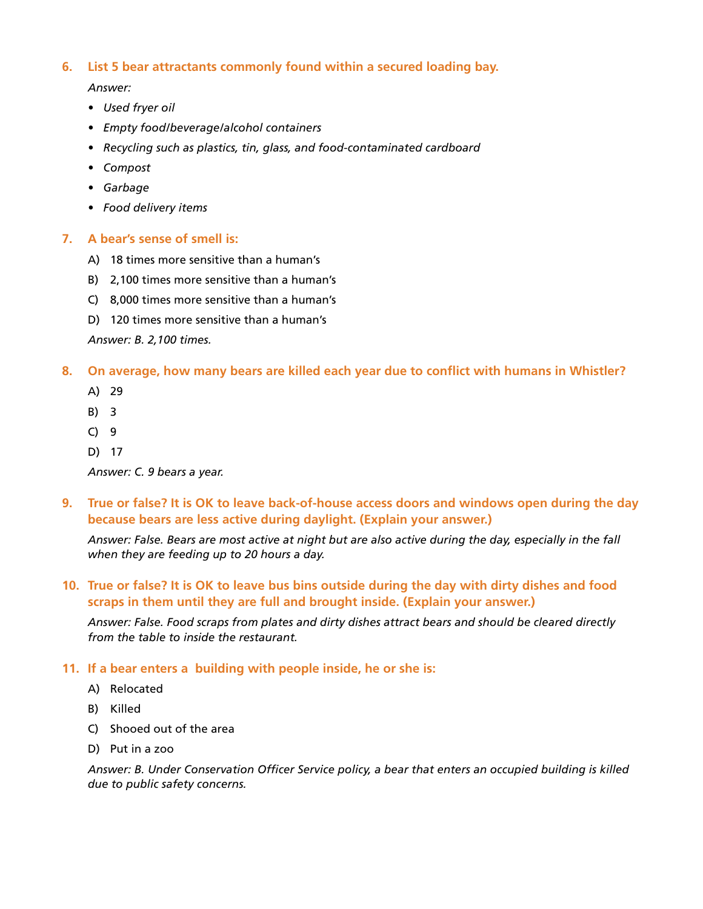**6. List 5 bear attractants commonly found within a secured loading bay.**

*Answer:*

- *Used fryer oil*
- *Empty food/beverage/alcohol containers*
- *Recycling such as plastics, tin, glass, and food-contaminated cardboard*
- *Compost*
- *Garbage*
- *Food delivery items*

**7. A bear's sense of smell is:**

A) 18 times more sensitive than a human's

B) 2,100 times more sensitive than a human's

C) 8,000 times more sensitive than a human's

D) 120 times more sensitive than a human's

*Answer: B. 2,100 times.*

**8. On average, how many bears are killed each year due to conflict with humans in Whistler?**

A) 29

B) 3

C) 9

D) 17

*Answer: C. 9 bears a year.*

**9. True or false? It is OK to leave back-of-house access doors and windows open during the day because bears are less active during daylight. (Explain your answer.)**

*Answer: False. Bears are most active at night but are also active during the day, especially in the fall when they are feeding up to 20 hours a day.*

**10. True or false? It is OK to leave bus bins outside during the day with dirty dishes and food scraps in them until they are full and brought inside. (Explain your answer.)**

*Answer: False. Food scraps from plates and dirty dishes attract bears and should be cleared directly from the table to inside the restaurant.*

**11. If a bear enters a building with people inside, he or she is:**

A) Relocated

B) Killed

C) Shooed out of the area

D) Put in a zoo

*Answer: B. Under Conservation Officer Service policy, a bear that enters an occupied building is killed due to public safety concerns.*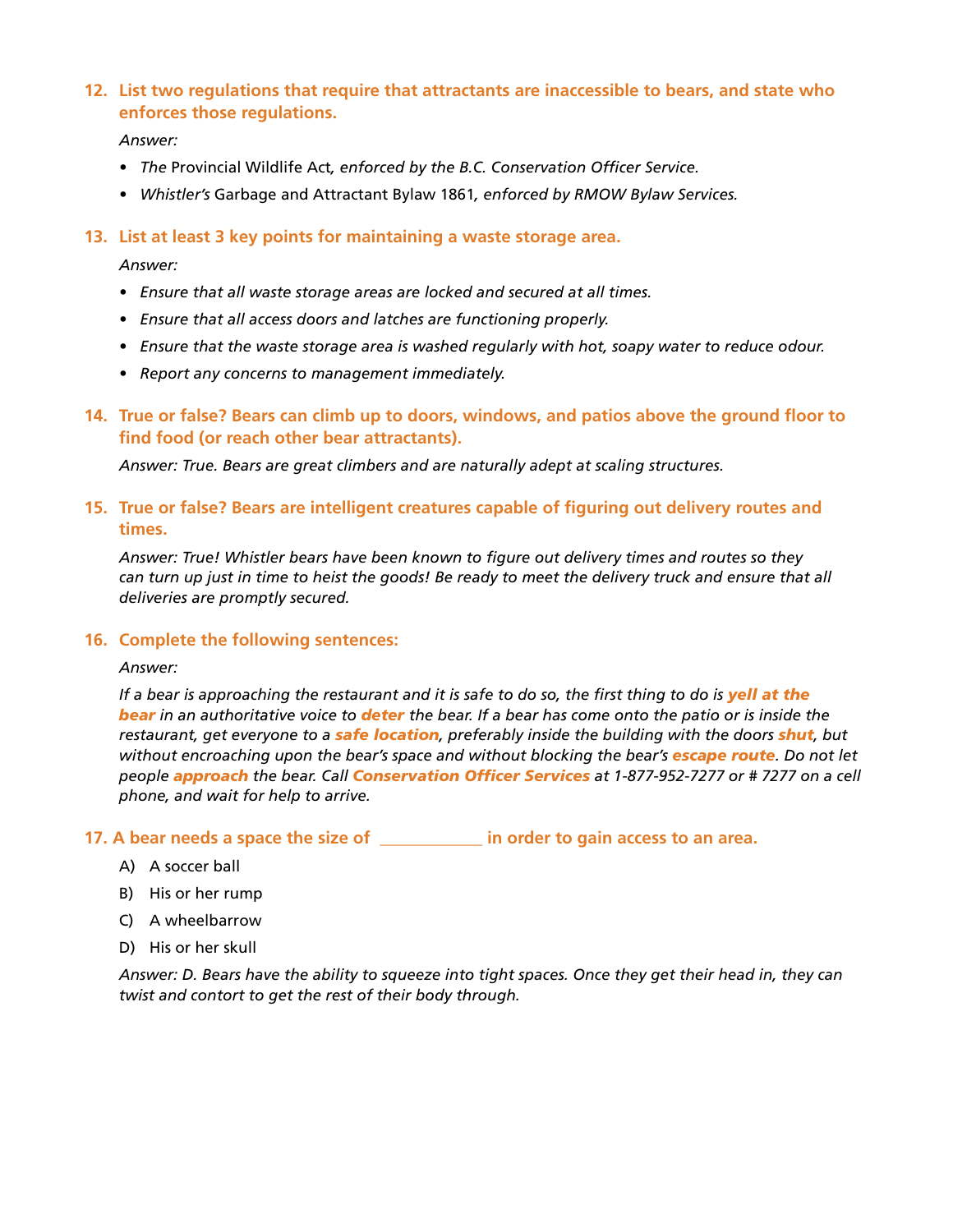**12. List two regulations that require that attractants are inaccessible to bears, and state who enforces those regulations.**

*Answer:*

- *The* Provincial Wildlife Act*, enforced by the B.C. Conservation Officer Service.*
- *Whistler's* Garbage and Attractant Bylaw 1861*, enforced by RMOW Bylaw Services.*

**13. List at least 3 key points for maintaining a waste storage area.**

*Answer:*

- *Ensure that all waste storage areas are locked and secured at all times.*
- *Ensure that all access doors and latches are functioning properly.*
- *Ensure that the waste storage area is washed regularly with hot, soapy water to reduce odour.*
- *Report any concerns to management immediately.*

**14. True or false? Bears can climb up to doors, windows, and patios above the ground floor to find food (or reach other bear attractants).**

*Answer: True. Bears are great climbers and are naturally adept at scaling structures.*

**15. True or false? Bears are intelligent creatures capable of figuring out delivery routes and times.**

*Answer: True! Whistler bears have been known to figure out delivery times and routes so they can turn up just in time to heist the goods! Be ready to meet the delivery truck and ensure that all deliveries are promptly secured.*

**16. Complete the following sentences:**

*Answer:*

*If a bear is approaching the restaurant and it is safe to do so, the first thing to do is* ***yell at the bear*** *in an authoritative voice to* ***deter*** *the bear. If a bear has come onto the patio or is inside the restaurant, get everyone to a* ***safe location****, preferably inside the building with the doors* ***shut****, but without encroaching upon the bear's space and without blocking the bear's* ***escape route****. Do not let people* ***approach*** *the bear. Call* ***Conservation Officer Services*** *at 1-877-952-7277 or # 7277 on a cell phone, and wait for help to arrive.*

**17. A bear needs a space the size of \_\_\_\_\_\_\_\_\_\_\_\_ in order to gain access to an area.**

A) A soccer ball

B) His or her rump

C) A wheelbarrow

D) His or her skull

*Answer: D. Bears have the ability to squeeze into tight spaces. Once they get their head in, they can twist and contort to get the rest of their body through.*